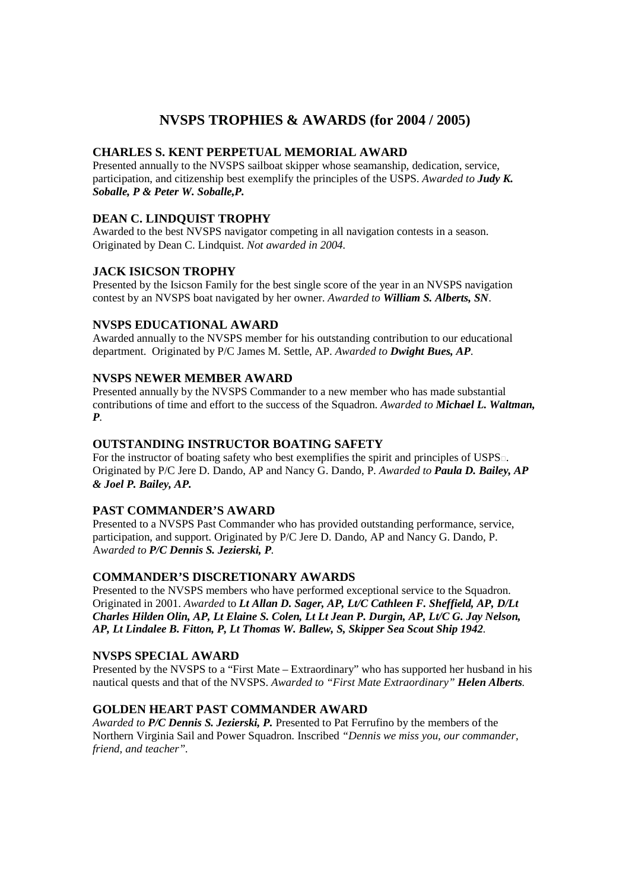# NVSPS TROPHIES & AWARDS (for 2004 / 2005)

## CHARLES S. KENT PERPETUAL MEMORIAL AWARD

Presented annually to the NVSPS sailboat skipper whose seamanship, dedication, service, participation, and citizenship best exemplify the principles of the USPS. *Awarded to* ***Judy K. Soballe, P & Peter W. Soballe,P.***

## DEAN C. LINDQUIST TROPHY

Awarded to the best NVSPS navigator competing in all navigation contests in a season. Originated by Dean C. Lindquist. *Not awarded in 2004.*

## JACK ISICSON TROPHY

Presented by the Isicson Family for the best single score of the year in an NVSPS navigation contest by an NVSPS boat navigated by her owner. *Awarded to* ***William S. Alberts, SN***.

## NVSPS EDUCATIONAL AWARD

Awarded annually to the NVSPS member for his outstanding contribution to our educational department. Originated by P/C James M. Settle, AP. *Awarded to* ***Dwight Bues, AP***.

## NVSPS NEWER MEMBER AWARD

Presented annually by the NVSPS Commander to a new member who has made substantial contributions of time and effort to the success of the Squadron. *Awarded to* ***Michael L. Waltman, P***.

## OUTSTANDING INSTRUCTOR BOATING SAFETY

For the instructor of boating safety who best exemplifies the spirit and principles of USPS□. Originated by P/C Jere D. Dando, AP and Nancy G. Dando, P. *Awarded to* ***Paula D. Bailey, AP & Joel P. Bailey, AP.***

## PAST COMMANDER'S AWARD

Presented to a NVSPS Past Commander who has provided outstanding performance, service, participation, and support. Originated by P/C Jere D. Dando, AP and Nancy G. Dando, P. *Awarded to* ***P/C Dennis S. Jezierski, P***.

## COMMANDER'S DISCRETIONARY AWARDS

Presented to the NVSPS members who have performed exceptional service to the Squadron. Originated in 2001. *Awarded* to ***Lt Allan D. Sager, AP, Lt/C Cathleen F. Sheffield, AP, D/Lt Charles Hilden Olin, AP, Lt Elaine S. Colen, Lt Lt Jean P. Durgin, AP, Lt/C G. Jay Nelson, AP, Lt Lindalee B. Fitton, P, Lt Thomas W. Ballew, S, Skipper Sea Scout Ship 1942***.

## NVSPS SPECIAL AWARD

Presented by the NVSPS to a "First Mate – Extraordinary" who has supported her husband in his nautical quests and that of the NVSPS. *Awarded to "First Mate Extraordinary"* ***Helen Alberts***.

## GOLDEN HEART PAST COMMANDER AWARD

*Awarded to* ***P/C Dennis S. Jezierski, P.*** Presented to Pat Ferrufino by the members of the Northern Virginia Sail and Power Squadron. Inscribed *"Dennis we miss you, our commander, friend, and teacher"*.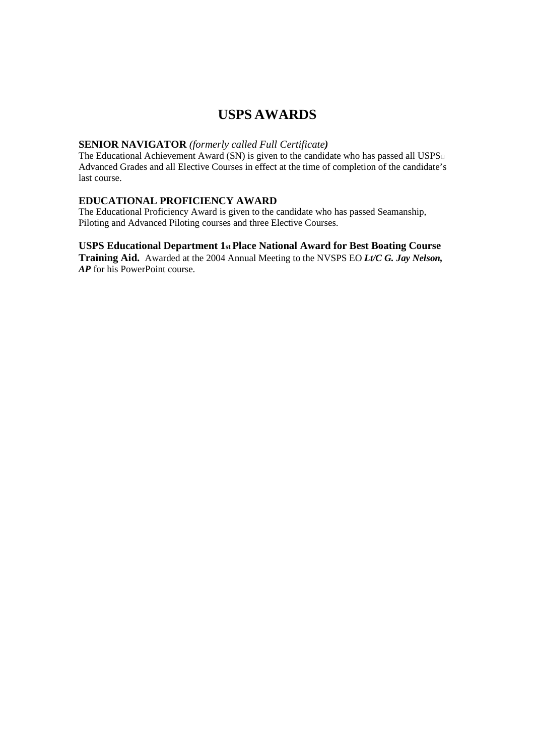# USPS AWARDS

**SENIOR NAVIGATOR** *(formerly called Full Certificate)*
The Educational Achievement Award (SN) is given to the candidate who has passed all USPS Advanced Grades and all Elective Courses in effect at the time of completion of the candidate's last course.

**EDUCATIONAL PROFICIENCY AWARD**
The Educational Proficiency Award is given to the candidate who has passed Seamanship, Piloting and Advanced Piloting courses and three Elective Courses.

**USPS Educational Department 1st Place National Award for Best Boating Course Training Aid.** Awarded at the 2004 Annual Meeting to the NVSPS EO ***Lt/C G. Jay Nelson, AP*** for his PowerPoint course.